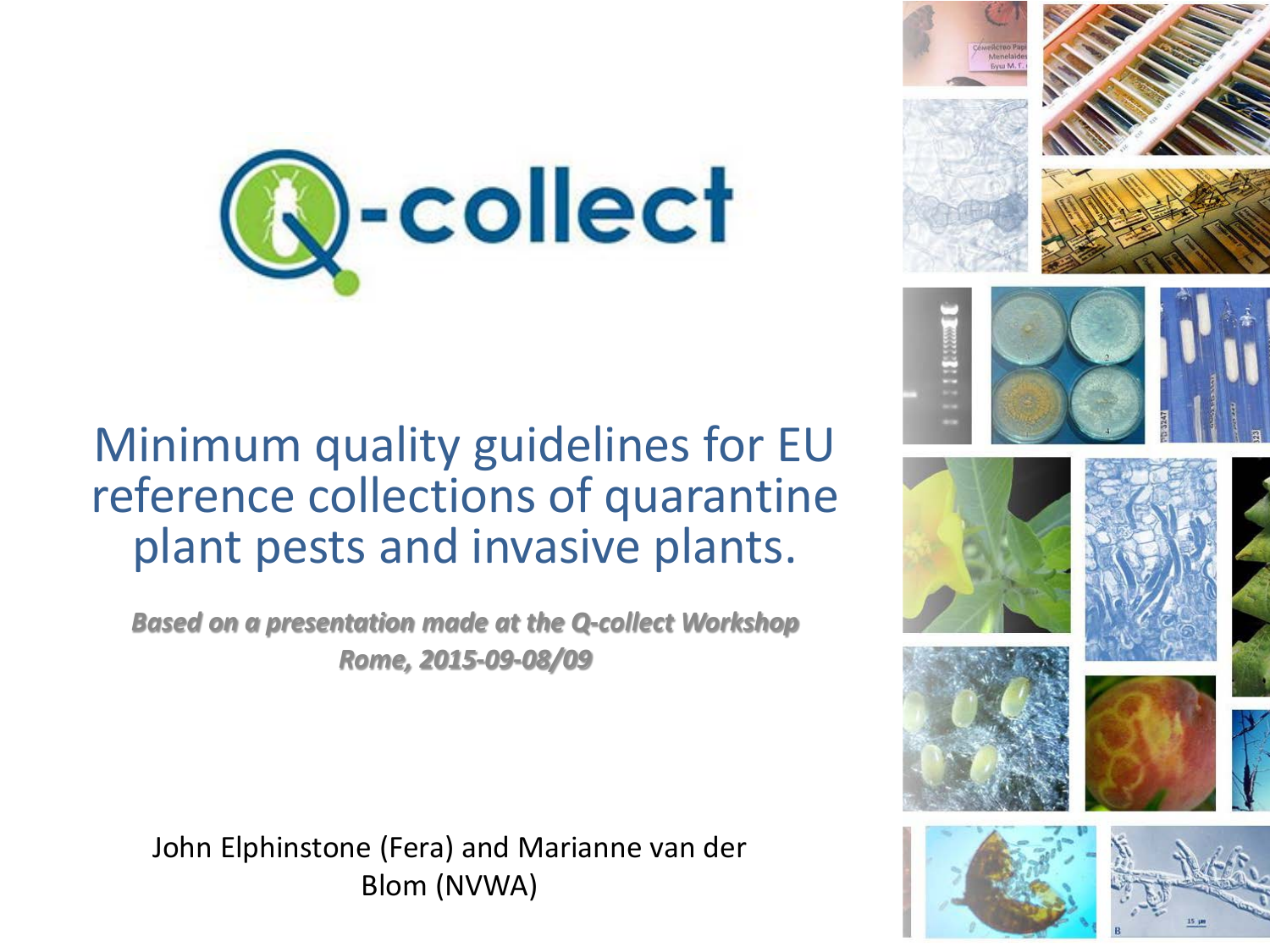# Q-collect

# Minimum quality guidelines for EU reference collections of quarantine plant pests and invasive plants.

***Based on a presentation made at the Q-collect Workshop Rome, 2015-09-08/09***

John Elphinstone (Fera) and Marianne van der Blom (NVWA)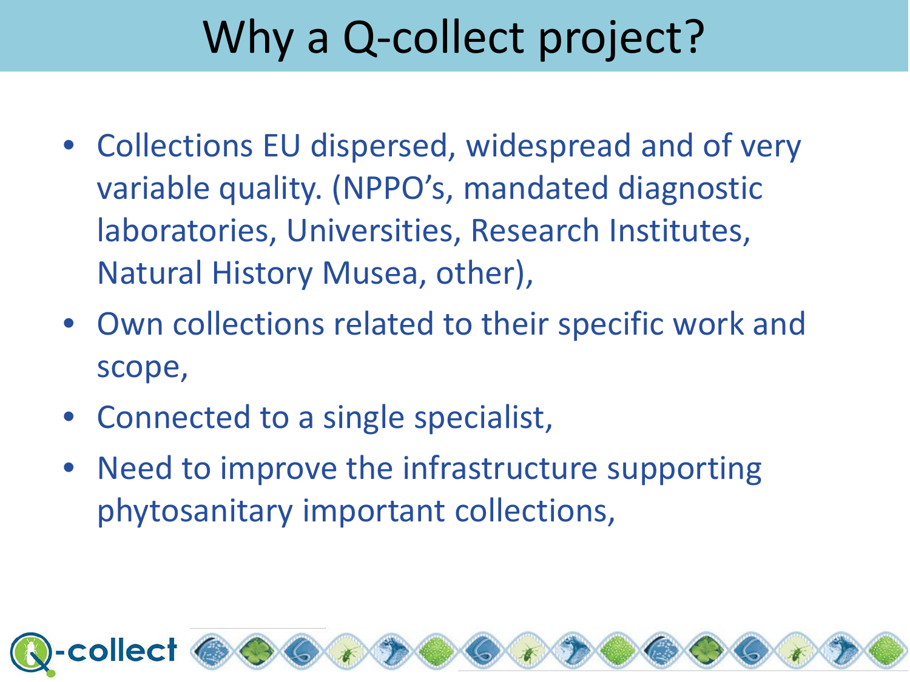# Why a Q-collect project?

- Collections EU dispersed, widespread and of very variable quality. (NPPO's, mandated diagnostic laboratories, Universities, Research Institutes, Natural History Musea, other),
- Own collections related to their specific work and scope,
- Connected to a single specialist,
- Need to improve the infrastructure supporting phytosanitary important collections,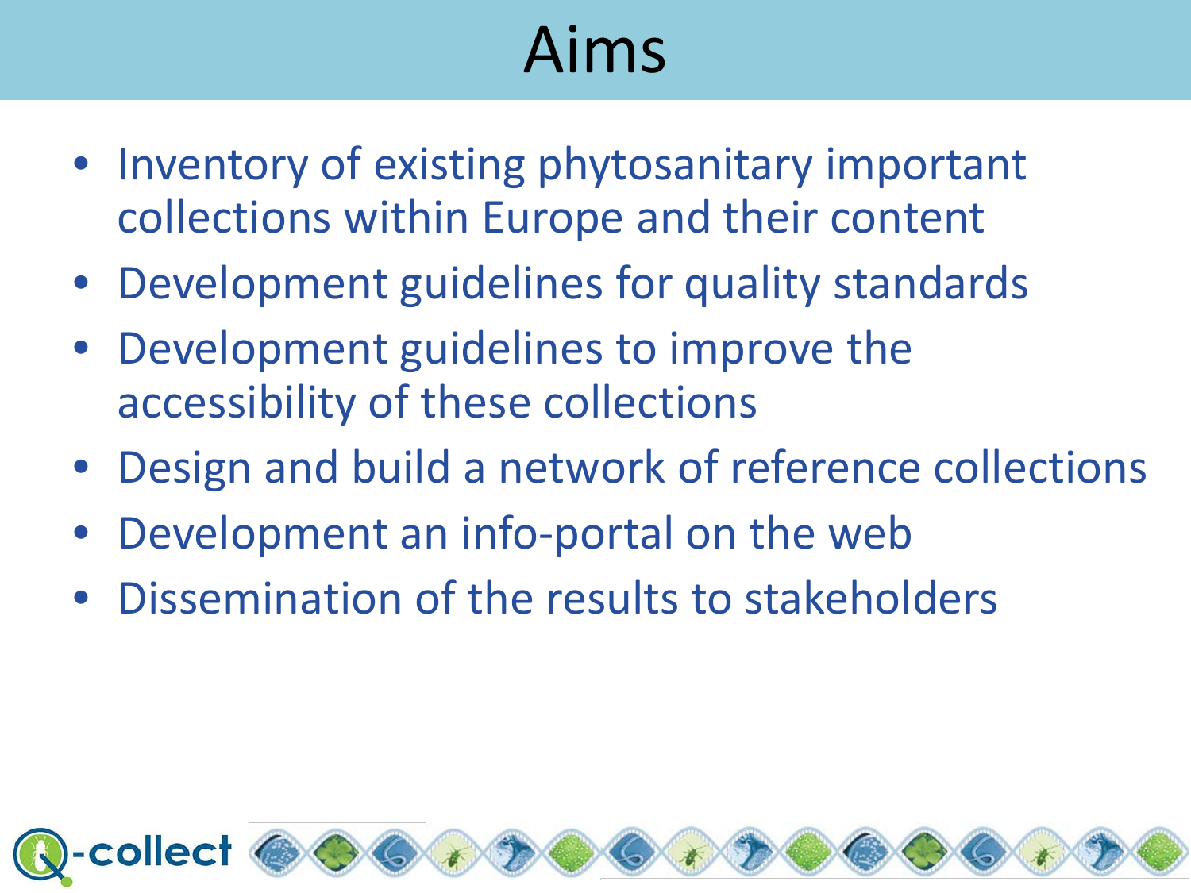# Aims

- Inventory of existing phytosanitary important collections within Europe and their content
- Development guidelines for quality standards
- Development guidelines to improve the accessibility of these collections
- Design and build a network of reference collections
- Development an info-portal on the web
- Dissemination of the results to stakeholders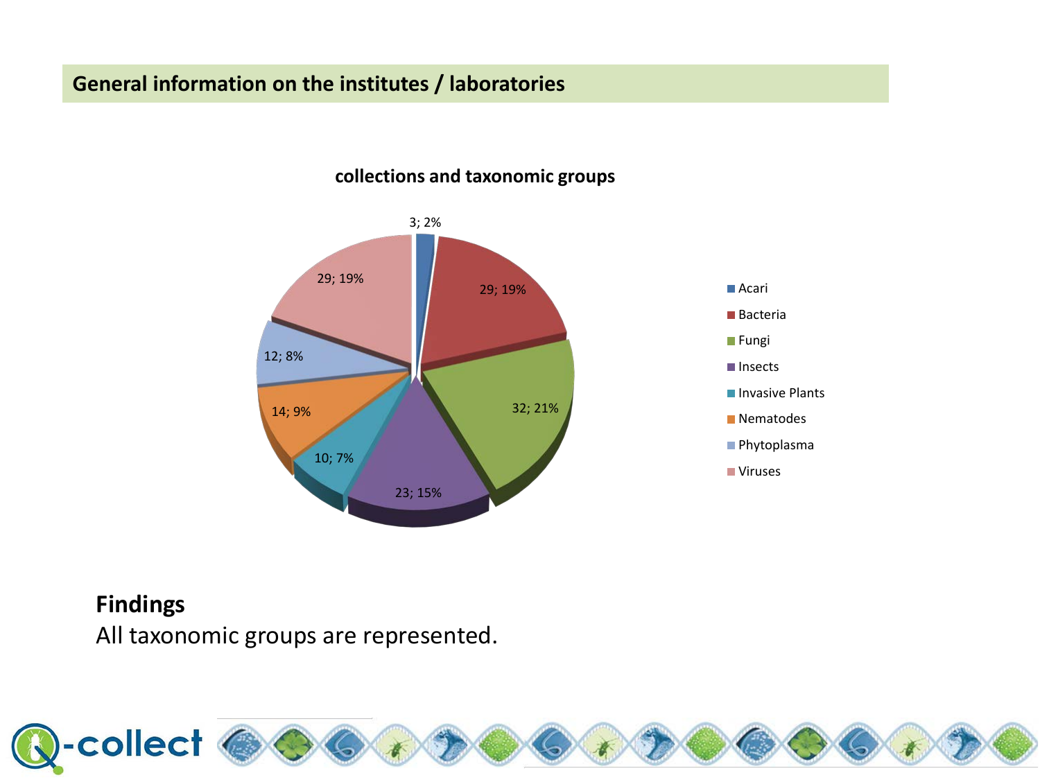## General information on the institutes / laboratories

**collections and taxonomic groups**

| Taxonomic group | Number | Percentage |
|---|---|---|
| Acari | 3 | 2% |
| Bacteria | 29 | 19% |
| Fungi | 32 | 21% |
| Insects | 23 | 15% |
| Invasive Plants | 10 | 7% |
| Nematodes | 14 | 9% |
| Phytoplasma | 12 | 8% |
| Viruses | 29 | 19% |

**Findings**

All taxonomic groups are represented.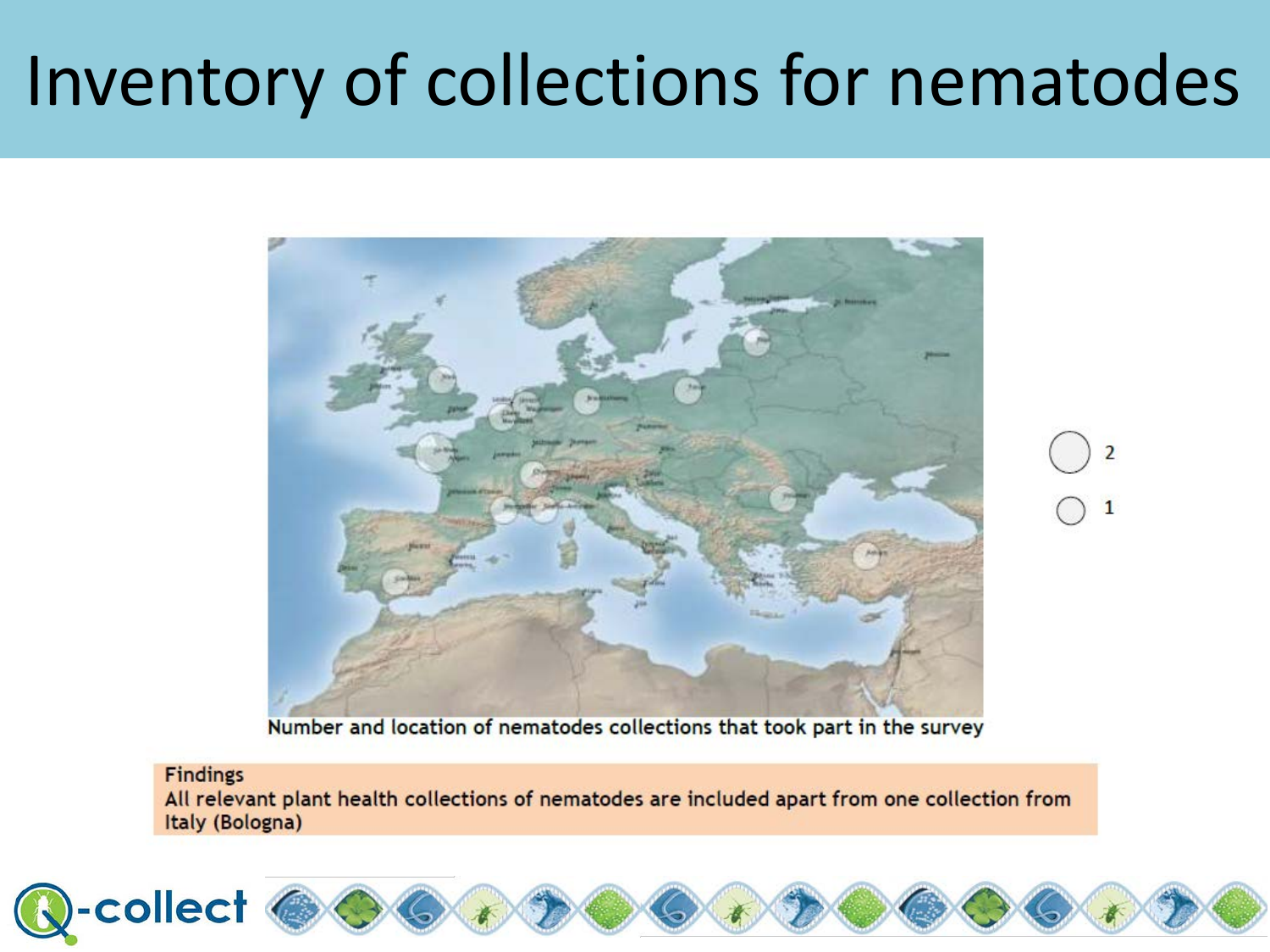# Inventory of collections for nematodes

Number and location of nematodes collections that took part in the survey

Findings
All relevant plant health collections of nematodes are included apart from one collection from Italy (Bologna)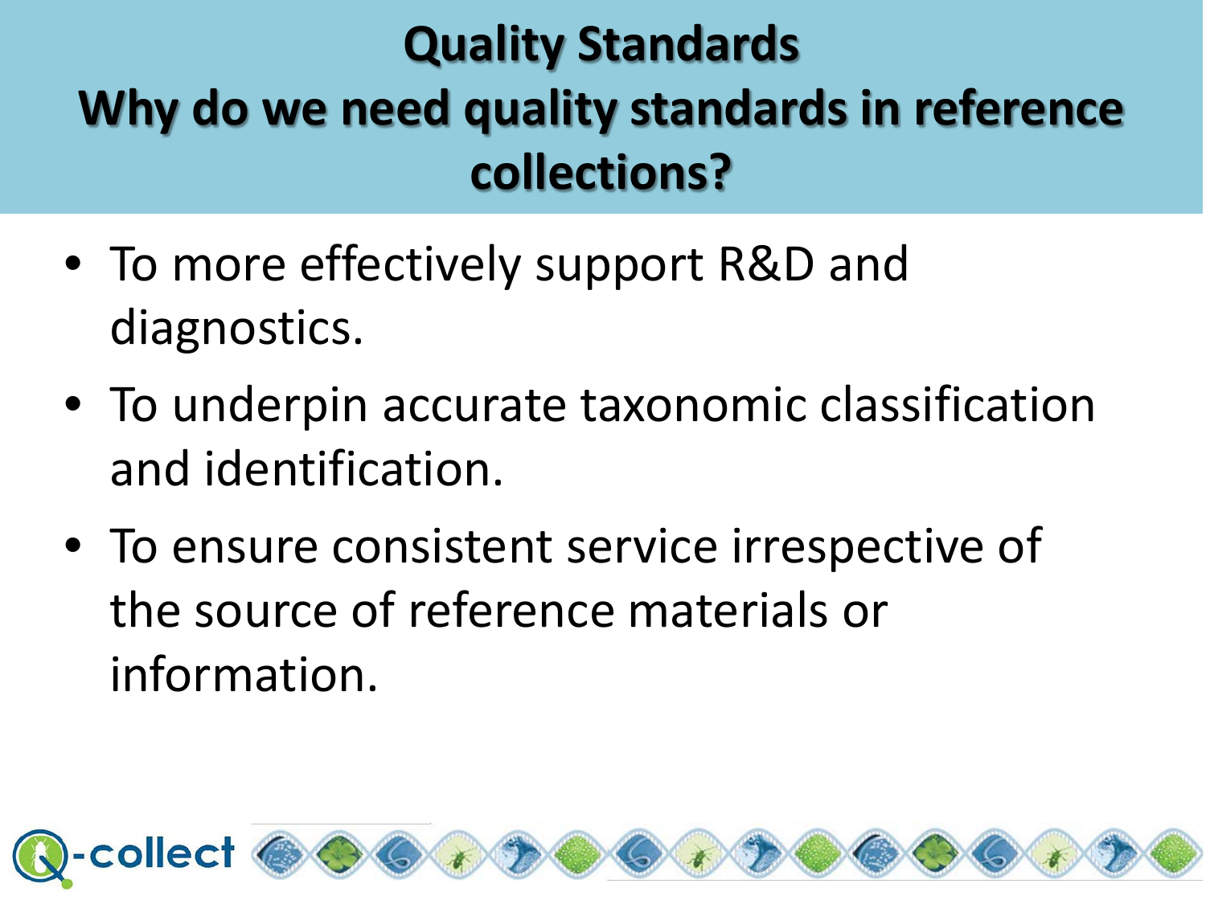# Quality Standards
## Why do we need quality standards in reference collections?

- To more effectively support R&D and diagnostics.
- To underpin accurate taxonomic classification and identification.
- To ensure consistent service irrespective of the source of reference materials or information.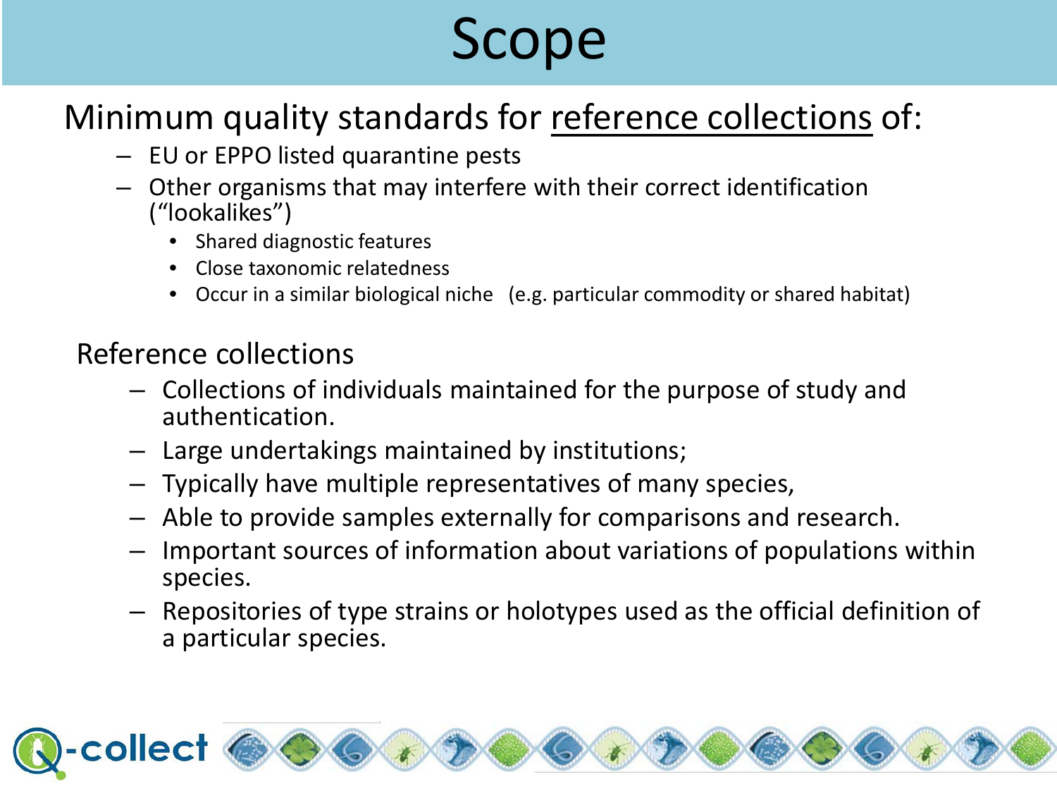# Scope

Minimum quality standards for <u>reference collections</u> of:

- EU or EPPO listed quarantine pests
- Other organisms that may interfere with their correct identification ("lookalikes")
  - Shared diagnostic features
  - Close taxonomic relatedness
  - Occur in a similar biological niche (e.g. particular commodity or shared habitat)

Reference collections

- Collections of individuals maintained for the purpose of study and authentication.
- Large undertakings maintained by institutions;
- Typically have multiple representatives of many species,
- Able to provide samples externally for comparisons and research.
- Important sources of information about variations of populations within species.
- Repositories of type strains or holotypes used as the official definition of a particular species.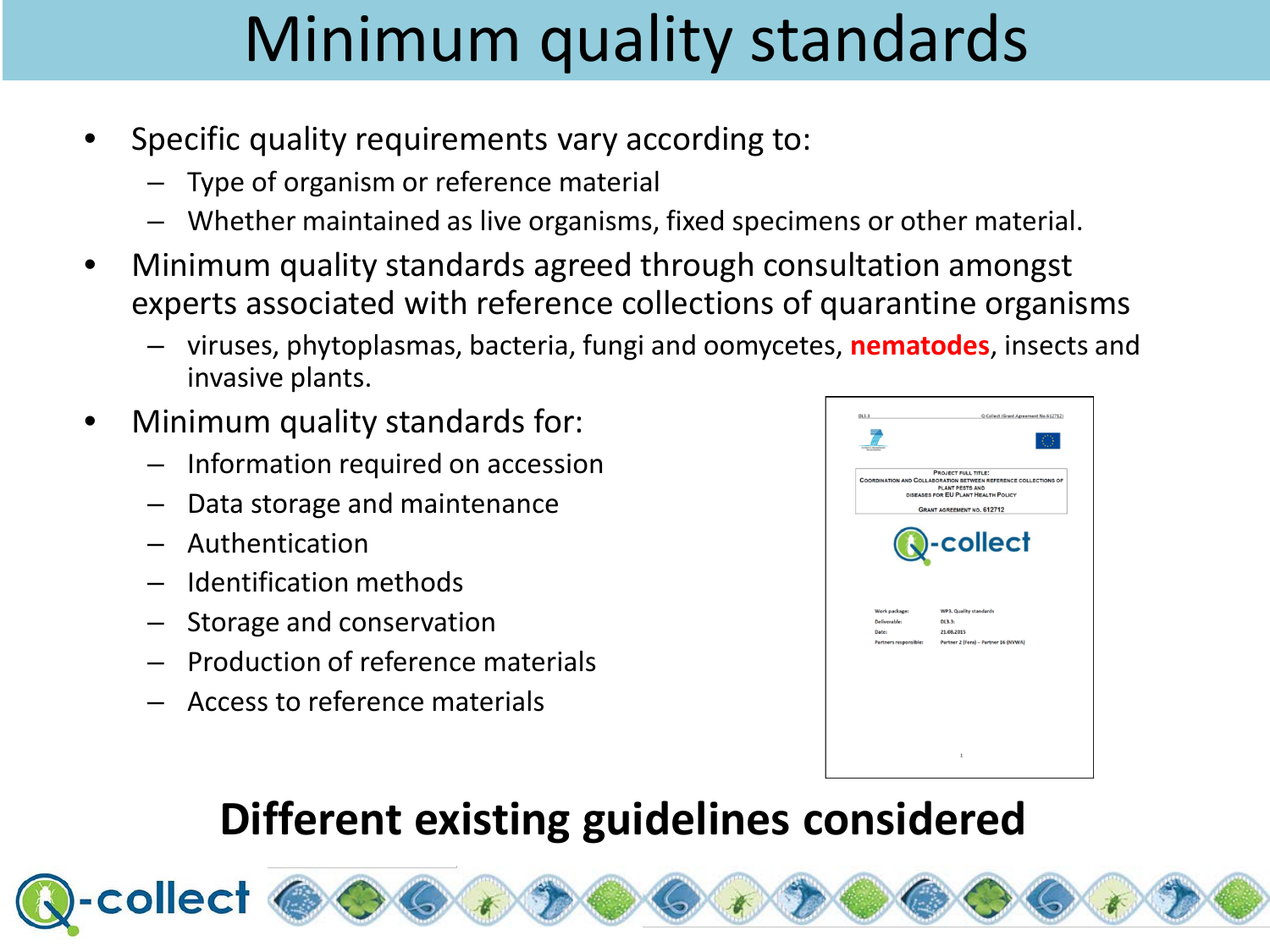# Minimum quality standards

- Specific quality requirements vary according to:
  - Type of organism or reference material
  - Whether maintained as live organisms, fixed specimens or other material.
- Minimum quality standards agreed through consultation amongst experts associated with reference collections of quarantine organisms
  - viruses, phytoplasmas, bacteria, fungi and oomycetes, **nematodes**, insects and invasive plants.
- Minimum quality standards for:
  - Information required on accession
  - Data storage and maintenance
  - Authentication
  - Identification methods
  - Storage and conservation
  - Production of reference materials
  - Access to reference materials

**Different existing guidelines considered**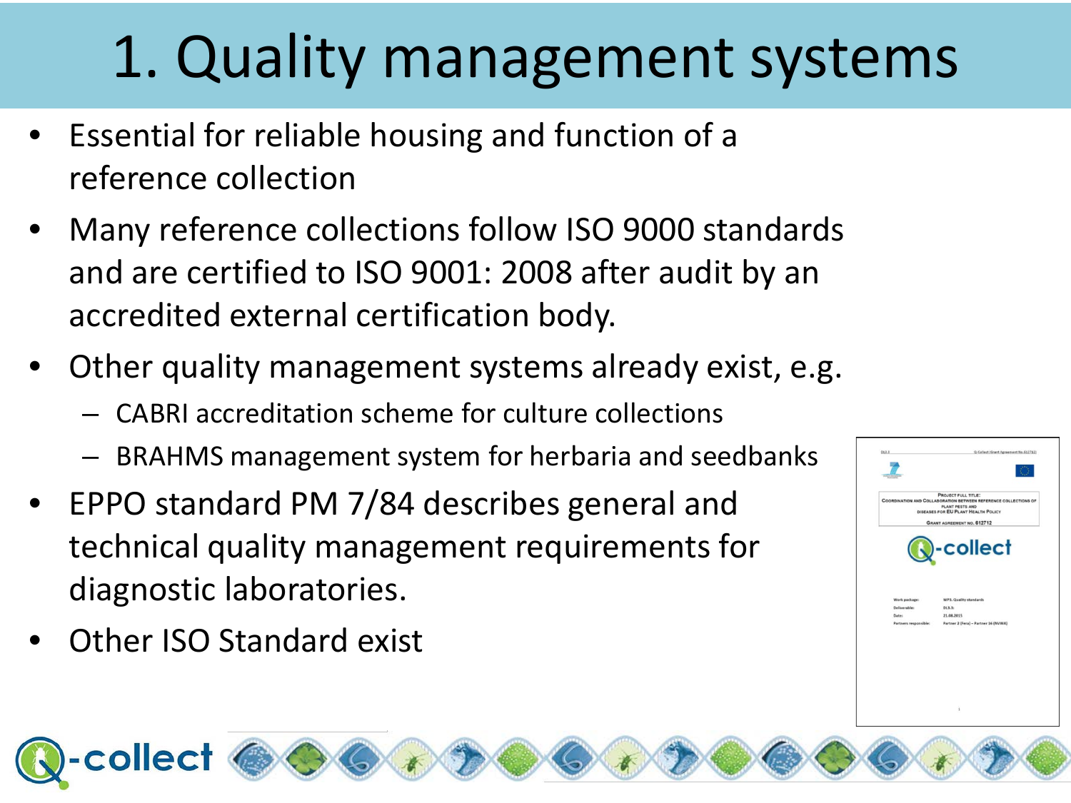# 1. Quality management systems

- Essential for reliable housing and function of a reference collection
- Many reference collections follow ISO 9000 standards and are certified to ISO 9001: 2008 after audit by an accredited external certification body.
- Other quality management systems already exist, e.g.
  - CABRI accreditation scheme for culture collections
  - BRAHMS management system for herbaria and seedbanks
- EPPO standard PM 7/84 describes general and technical quality management requirements for diagnostic laboratories.
- Other ISO Standard exist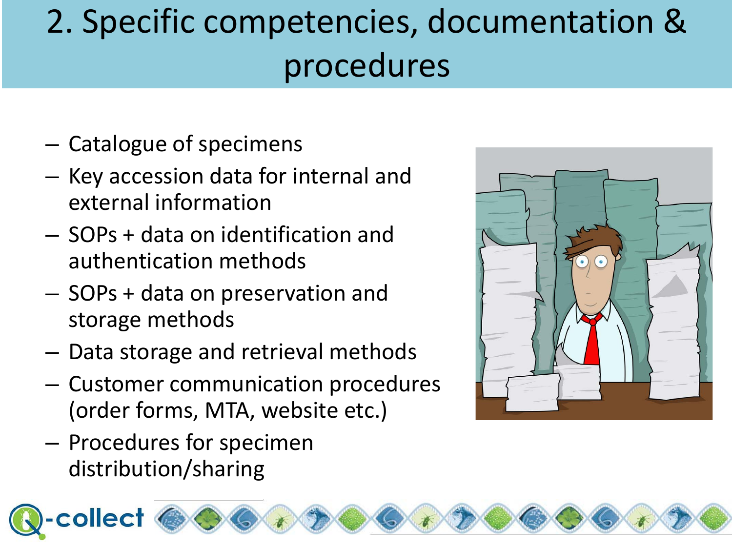# 2. Specific competencies, documentation & procedures

- Catalogue of specimens
- Key accession data for internal and external information
- SOPs + data on identification and authentication methods
- SOPs + data on preservation and storage methods
- Data storage and retrieval methods
- Customer communication procedures (order forms, MTA, website etc.)
- Procedures for specimen distribution/sharing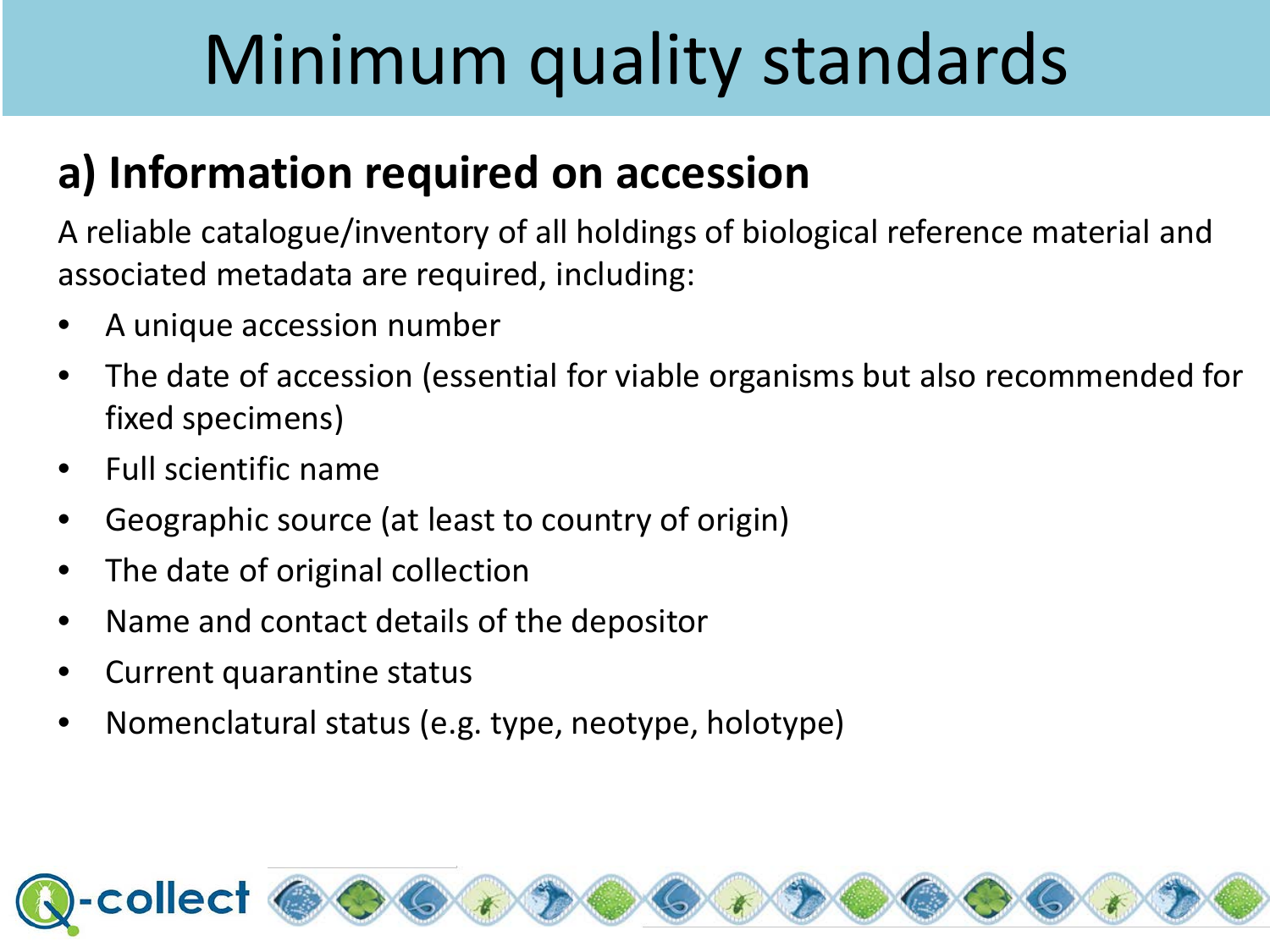# Minimum quality standards

## a) Information required on accession

A reliable catalogue/inventory of all holdings of biological reference material and associated metadata are required, including:

- A unique accession number
- The date of accession (essential for viable organisms but also recommended for fixed specimens)
- Full scientific name
- Geographic source (at least to country of origin)
- The date of original collection
- Name and contact details of the depositor
- Current quarantine status
- Nomenclatural status (e.g. type, neotype, holotype)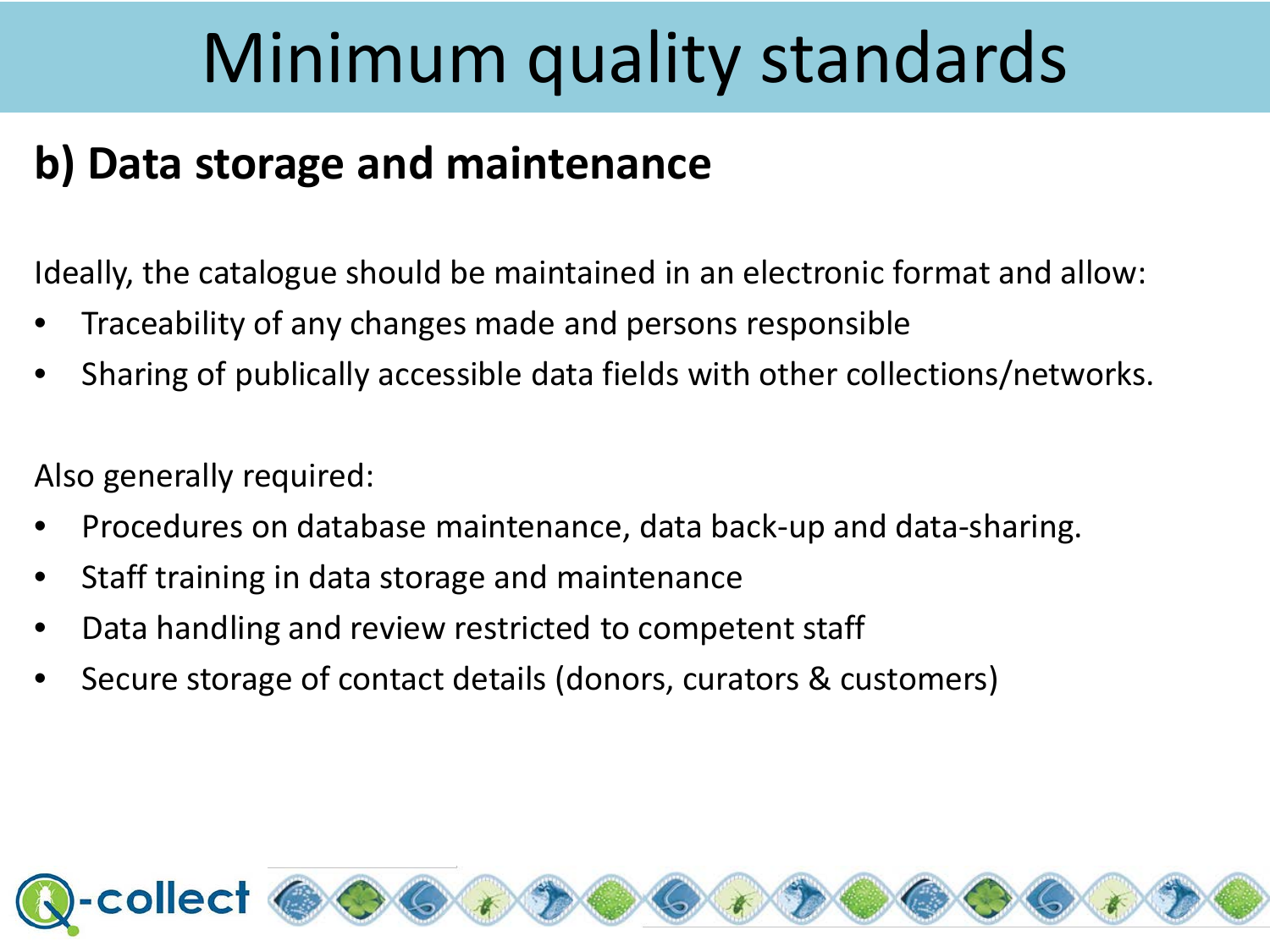# Minimum quality standards

## b) Data storage and maintenance

Ideally, the catalogue should be maintained in an electronic format and allow:

- Traceability of any changes made and persons responsible
- Sharing of publically accessible data fields with other collections/networks.

Also generally required:

- Procedures on database maintenance, data back-up and data-sharing.
- Staff training in data storage and maintenance
- Data handling and review restricted to competent staff
- Secure storage of contact details (donors, curators & customers)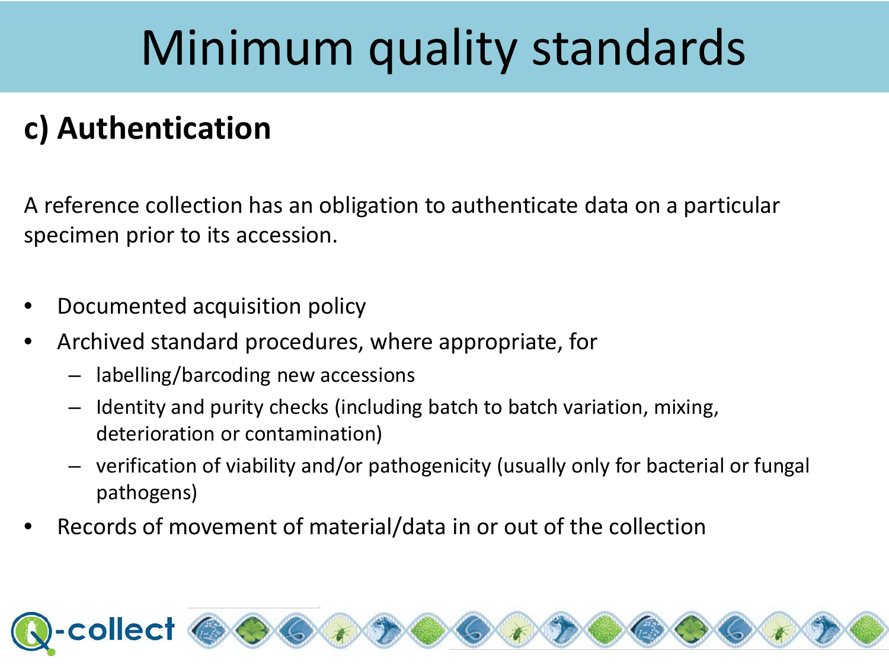# Minimum quality standards

## c) Authentication

A reference collection has an obligation to authenticate data on a particular specimen prior to its accession.

- Documented acquisition policy
- Archived standard procedures, where appropriate, for
  - labelling/barcoding new accessions
  - Identity and purity checks (including batch to batch variation, mixing, deterioration or contamination)
  - verification of viability and/or pathogenicity (usually only for bacterial or fungal pathogens)
- Records of movement of material/data in or out of the collection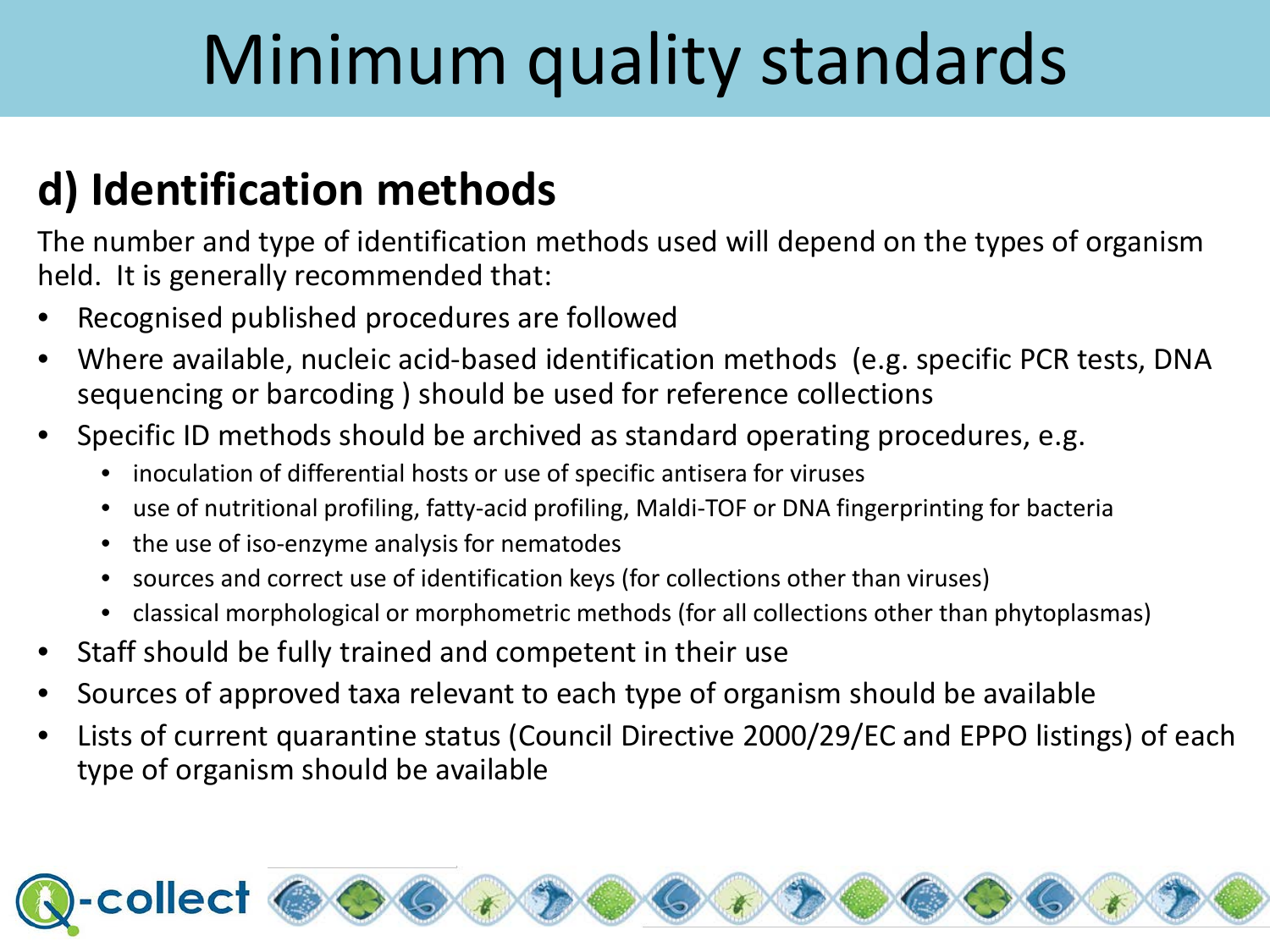# Minimum quality standards

## d) Identification methods

The number and type of identification methods used will depend on the types of organism held. It is generally recommended that:

- Recognised published procedures are followed
- Where available, nucleic acid-based identification methods (e.g. specific PCR tests, DNA sequencing or barcoding ) should be used for reference collections
- Specific ID methods should be archived as standard operating procedures, e.g.
  - inoculation of differential hosts or use of specific antisera for viruses
  - use of nutritional profiling, fatty-acid profiling, Maldi-TOF or DNA fingerprinting for bacteria
  - the use of iso-enzyme analysis for nematodes
  - sources and correct use of identification keys (for collections other than viruses)
  - classical morphological or morphometric methods (for all collections other than phytoplasmas)
- Staff should be fully trained and competent in their use
- Sources of approved taxa relevant to each type of organism should be available
- Lists of current quarantine status (Council Directive 2000/29/EC and EPPO listings) of each type of organism should be available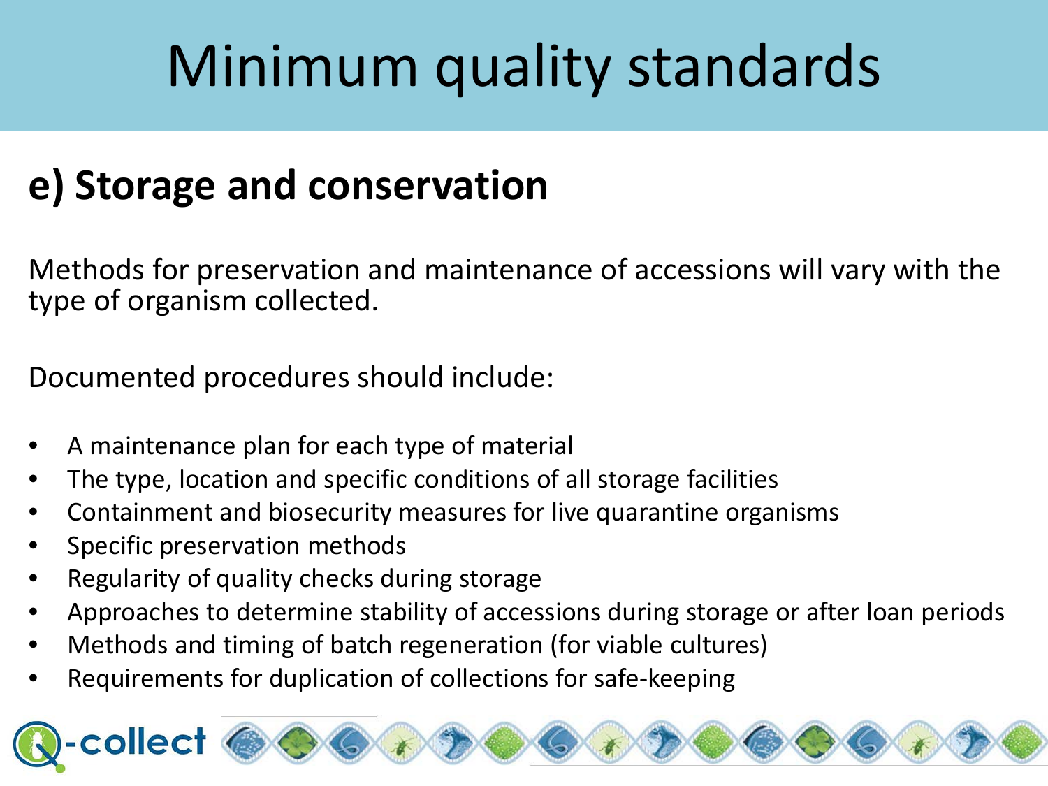# Minimum quality standards

## e) Storage and conservation

Methods for preservation and maintenance of accessions will vary with the type of organism collected.

Documented procedures should include:

- A maintenance plan for each type of material
- The type, location and specific conditions of all storage facilities
- Containment and biosecurity measures for live quarantine organisms
- Specific preservation methods
- Regularity of quality checks during storage
- Approaches to determine stability of accessions during storage or after loan periods
- Methods and timing of batch regeneration (for viable cultures)
- Requirements for duplication of collections for safe-keeping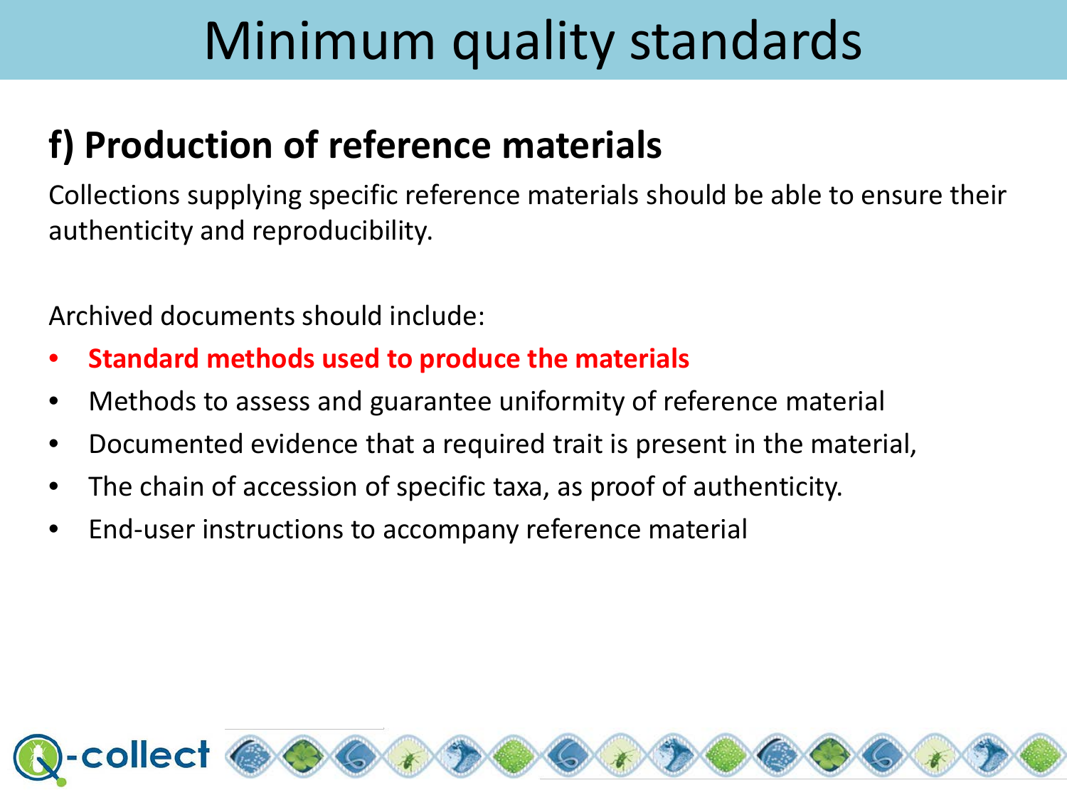# Minimum quality standards

## f) Production of reference materials

Collections supplying specific reference materials should be able to ensure their authenticity and reproducibility.

Archived documents should include:

- **Standard methods used to produce the materials**
- Methods to assess and guarantee uniformity of reference material
- Documented evidence that a required trait is present in the material,
- The chain of accession of specific taxa, as proof of authenticity.
- End-user instructions to accompany reference material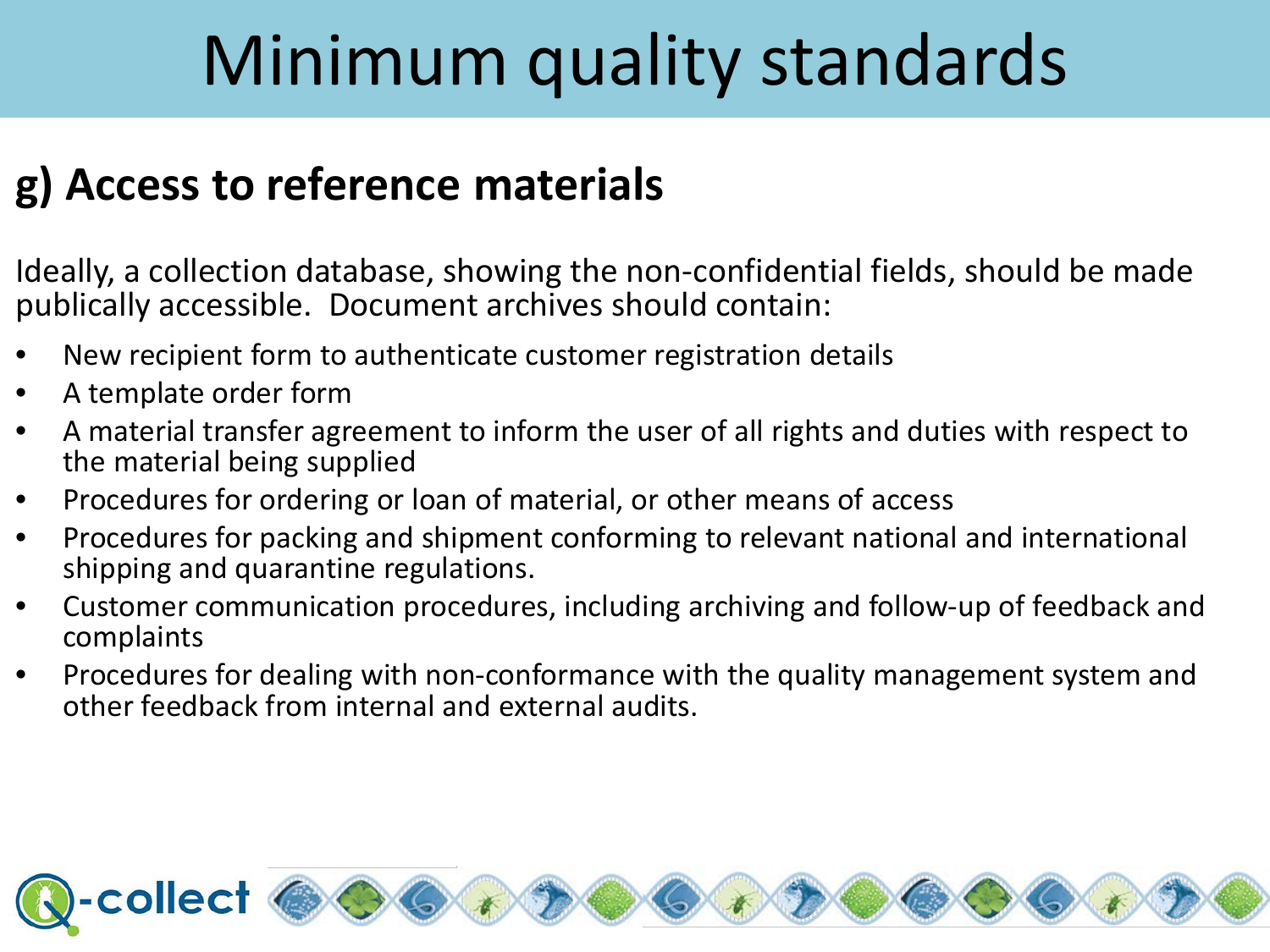# Minimum quality standards

## g) Access to reference materials

Ideally, a collection database, showing the non-confidential fields, should be made publically accessible. Document archives should contain:

- New recipient form to authenticate customer registration details
- A template order form
- A material transfer agreement to inform the user of all rights and duties with respect to the material being supplied
- Procedures for ordering or loan of material, or other means of access
- Procedures for packing and shipment conforming to relevant national and international shipping and quarantine regulations.
- Customer communication procedures, including archiving and follow-up of feedback and complaints
- Procedures for dealing with non-conformance with the quality management system and other feedback from internal and external audits.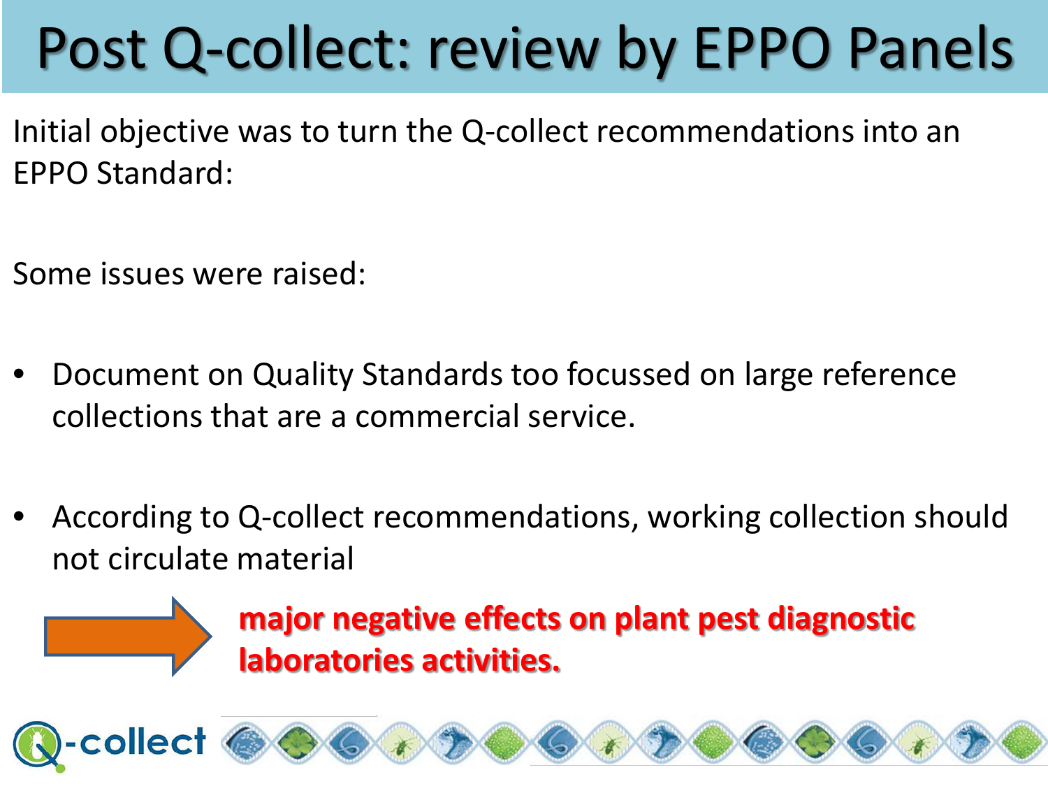# Post Q-collect: review by EPPO Panels

Initial objective was to turn the Q-collect recommendations into an EPPO Standard:

Some issues were raised:

- Document on Quality Standards too focussed on large reference collections that are a commercial service.
- According to Q-collect recommendations, working collection should not circulate material

→ **major negative effects on plant pest diagnostic laboratories activities.**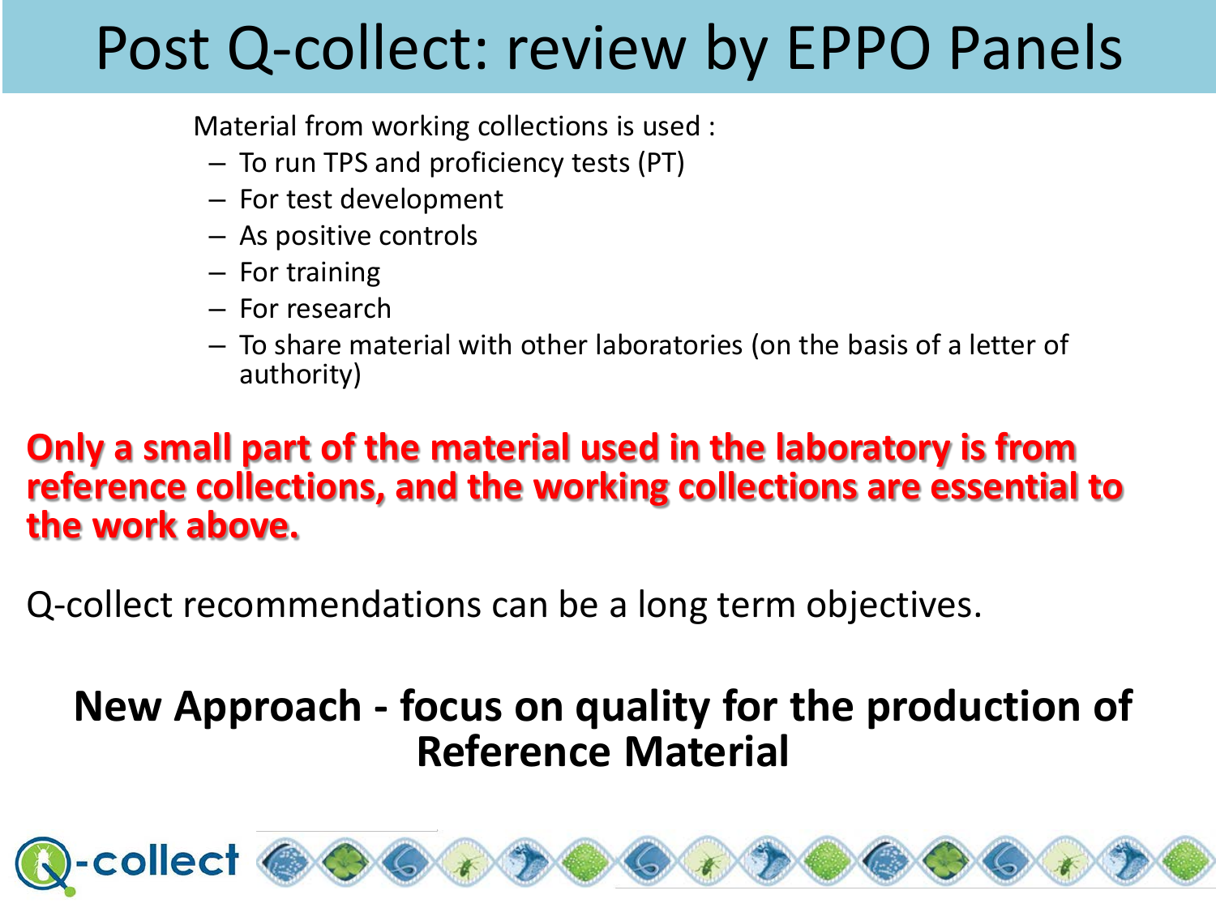# Post Q-collect: review by EPPO Panels

Material from working collections is used :

- To run TPS and proficiency tests (PT)
- For test development
- As positive controls
- For training
- For research
- To share material with other laboratories (on the basis of a letter of authority)

**Only a small part of the material used in the laboratory is from reference collections, and the working collections are essential to the work above.**

Q-collect recommendations can be a long term objectives.

**New Approach - focus on quality for the production of Reference Material**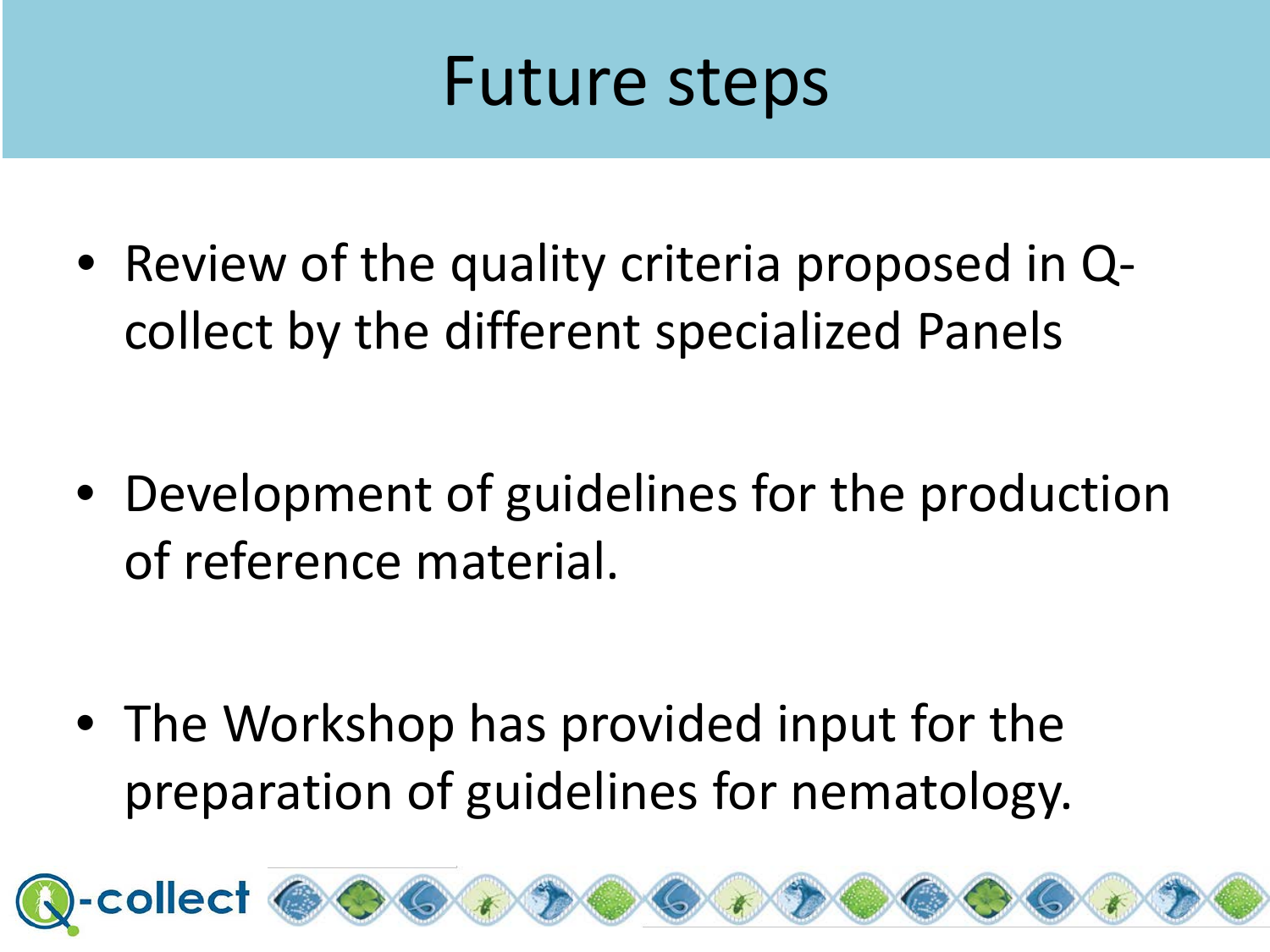# Future steps

- Review of the quality criteria proposed in Q-collect by the different specialized Panels

- Development of guidelines for the production of reference material.

- The Workshop has provided input for the preparation of guidelines for nematology.